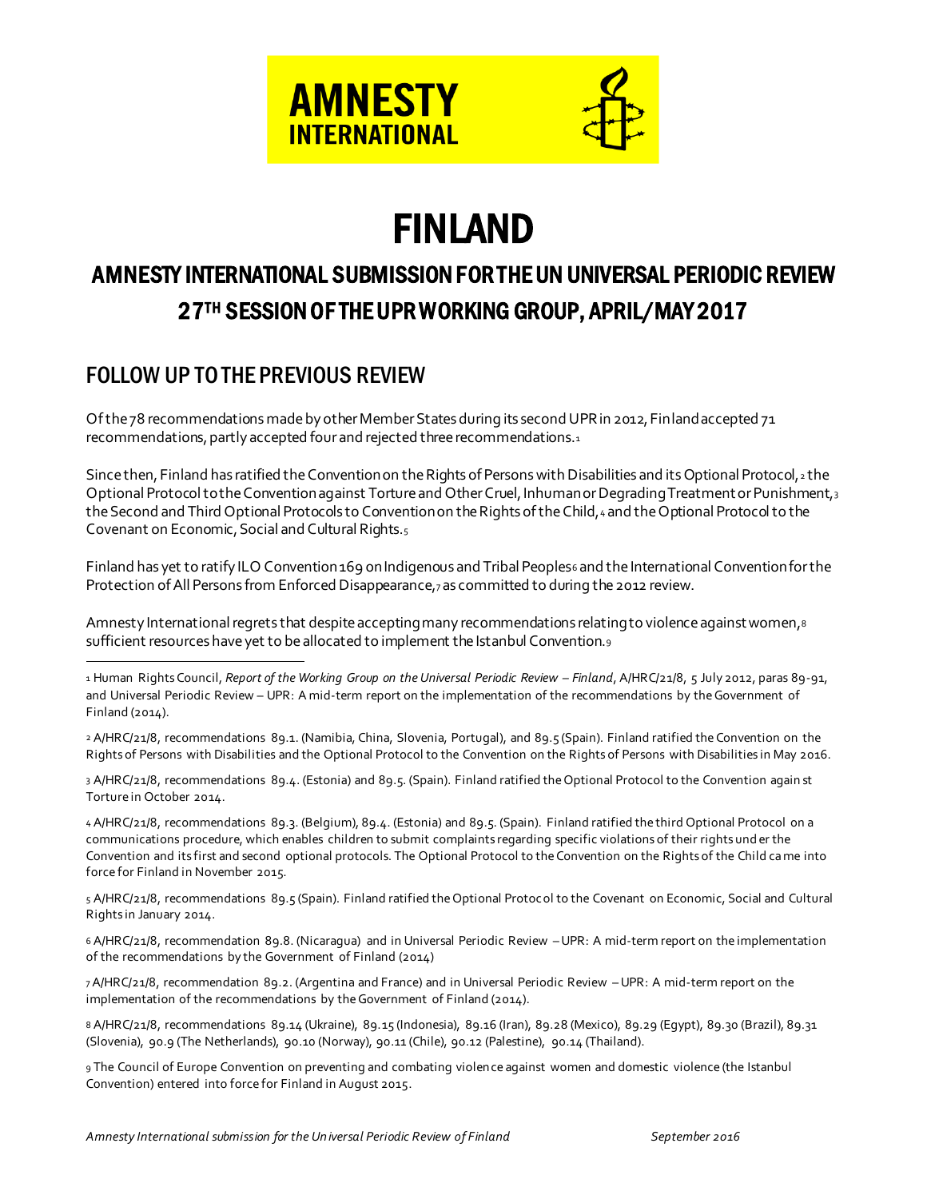AMNESTY INTERNATIONAL

# FINLAND

## AMNESTY INTERNATIONAL SUBMISSION FOR THE UN UNIVERSAL PERIODIC REVIEW

## 27TH SESSION OF THE UPR WORKING GROUP, APRIL/MAY 2017

## FOLLOW UP TO THE PREVIOUS REVIEW

Of the 78 recommendations made by other Member States during its second UPR in 2012, Finland accepted 71 recommendations, partly accepted four and rejected three recommendations.[1]

Since then, Finland has ratified the Convention on the Rights of Persons with Disabilities and its Optional Protocol,[2] the Optional Protocol to the Convention against Torture and Other Cruel, Inhuman or Degrading Treatment or Punishment,[3] the Second and Third Optional Protocols to Convention on the Rights of the Child,[4] and the Optional Protocol to the Covenant on Economic, Social and Cultural Rights.[5]

Finland has yet to ratify ILO Convention 169 on Indigenous and Tribal Peoples[6] and the International Convention for the Protection of All Persons from Enforced Disappearance,[7] as committed to during the 2012 review.

Amnesty International regrets that despite accepting many recommendations relating to violence against women,[8] sufficient resources have yet to be allocated to implement the Istanbul Convention.[9]

---

[1] Human Rights Council, *Report of the Working Group on the Universal Periodic Review – Finland*, A/HRC/21/8, 5 July 2012, paras 89-91, and Universal Periodic Review – UPR: A mid-term report on the implementation of the recommendations by the Government of Finland (2014).

[2] A/HRC/21/8, recommendations 89.1. (Namibia, China, Slovenia, Portugal), and 89.5 (Spain). Finland ratified the Convention on the Rights of Persons with Disabilities and the Optional Protocol to the Convention on the Rights of Persons with Disabilities in May 2016.

[3] A/HRC/21/8, recommendations 89.4. (Estonia) and 89.5. (Spain). Finland ratified the Optional Protocol to the Convention against Torture in October 2014.

[4] A/HRC/21/8, recommendations 89.3. (Belgium), 89.4. (Estonia) and 89.5. (Spain). Finland ratified the third Optional Protocol on a communications procedure, which enables children to submit complaints regarding specific violations of their rights under the Convention and its first and second optional protocols. The Optional Protocol to the Convention on the Rights of the Child came into force for Finland in November 2015.

[5] A/HRC/21/8, recommendations 89.5 (Spain). Finland ratified the Optional Protocol to the Covenant on Economic, Social and Cultural Rights in January 2014.

[6] A/HRC/21/8, recommendation 89.8. (Nicaragua) and in Universal Periodic Review – UPR: A mid-term report on the implementation of the recommendations by the Government of Finland (2014)

[7] A/HRC/21/8, recommendation 89.2. (Argentina and France) and in Universal Periodic Review – UPR: A mid-term report on the implementation of the recommendations by the Government of Finland (2014).

[8] A/HRC/21/8, recommendations 89.14 (Ukraine), 89.15 (Indonesia), 89.16 (Iran), 89.28 (Mexico), 89.29 (Egypt), 89.30 (Brazil), 89.31 (Slovenia), 90.9 (The Netherlands), 90.10 (Norway), 90.11 (Chile), 90.12 (Palestine), 90.14 (Thailand).

[9] The Council of Europe Convention on preventing and combating violence against women and domestic violence (the Istanbul Convention) entered into force for Finland in August 2015.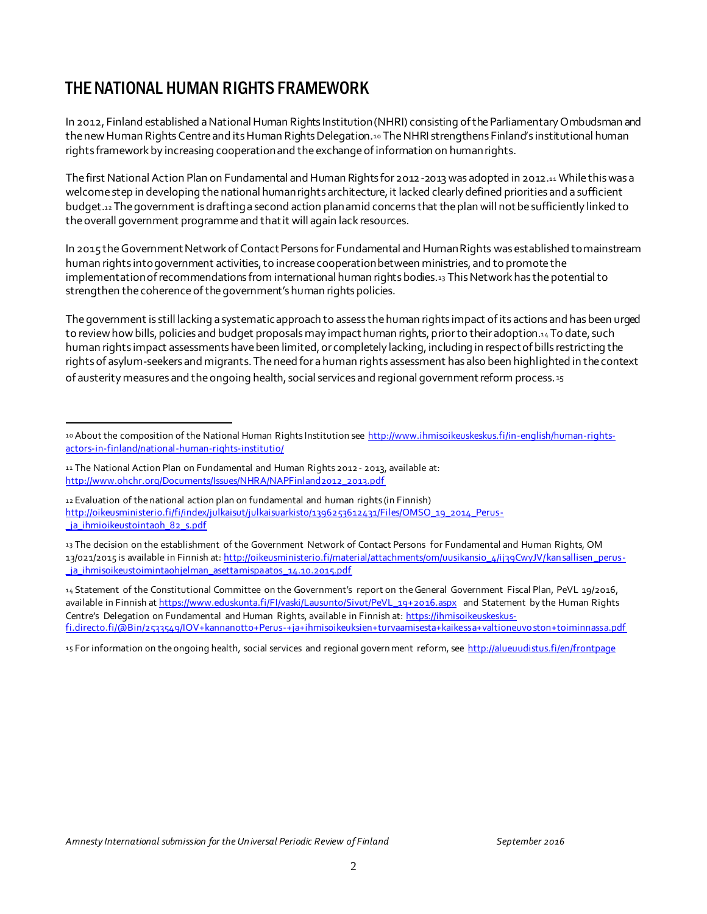## THE NATIONAL HUMAN RIGHTS FRAMEWORK

In 2012, Finland established a National Human Rights Institution (NHRI) consisting of the Parliamentary Ombudsman and the new Human Rights Centre and its Human Rights Delegation.[10] The NHRI strengthens Finland's institutional human rights framework by increasing cooperation and the exchange of information on human rights.

The first National Action Plan on Fundamental and Human Rights for 2012-2013 was adopted in 2012.[11] While this was a welcome step in developing the national human rights architecture, it lacked clearly defined priorities and a sufficient budget.[12] The government is drafting a second action plan amid concerns that the plan will not be sufficiently linked to the overall government programme and that it will again lack resources.

In 2015 the Government Network of Contact Persons for Fundamental and Human Rights was established to mainstream human rights into government activities, to increase cooperation between ministries, and to promote the implementation of recommendations from international human rights bodies.[13] This Network has the potential to strengthen the coherence of the government's human rights policies.

The government is still lacking a systematic approach to assess the human rights impact of its actions and has been urged to review how bills, policies and budget proposals may impact human rights, prior to their adoption.[14] To date, such human rights impact assessments have been limited, or completely lacking, including in respect of bills restricting the rights of asylum-seekers and migrants. The need for a human rights assessment has also been highlighted in the context of austerity measures and the ongoing health, social services and regional government reform process.[15]

---

[10] About the composition of the National Human Rights Institution see http://www.ihmisoikeuskeskus.fi/in-english/human-rights-actors-in-finland/national-human-rights-institutio/

[11] The National Action Plan on Fundamental and Human Rights 2012 - 2013, available at: http://www.ohchr.org/Documents/Issues/NHRA/NAPFinland2012_2013.pdf

[12] Evaluation of the national action plan on fundamental and human rights (in Finnish) http://oikeusministerio.fi/fi/index/julkaisut/julkaisuarkisto/1396253612431/Files/OMSO_19_2014_Perus-_ja_ihmioikeustointaoh_82_s.pdf

[13] The decision on the establishment of the Government Network of Contact Persons for Fundamental and Human Rights, OM 13/021/2015 is available in Finnish at: http://oikeusministerio.fi/material/attachments/om/uusikansio_4/ij39CwyJV/kansallisen_perus-_ja_ihmisoikeustoimintaohjelman_asettamispaatos_14.10.2015.pdf

[14] Statement of the Constitutional Committee on the Government's report on the General Government Fiscal Plan, PeVL 19/2016, available in Finnish at https://www.eduskunta.fi/FI/vaski/Lausunto/Sivut/PeVL_19+2016.aspx and Statement by the Human Rights Centre's Delegation on Fundamental and Human Rights, available in Finnish at: https://ihmisoikeuskeskus-fi.directo.fi/@Bin/2533549/IOV+kannanotto+Perus-+ja+ihmisoikeuksien+turvaamisesta+kaikessa+valtioneuvoston+toiminnassa.pdf

[15] For information on the ongoing health, social services and regional government reform, see http://alueuudistus.fi/en/frontpage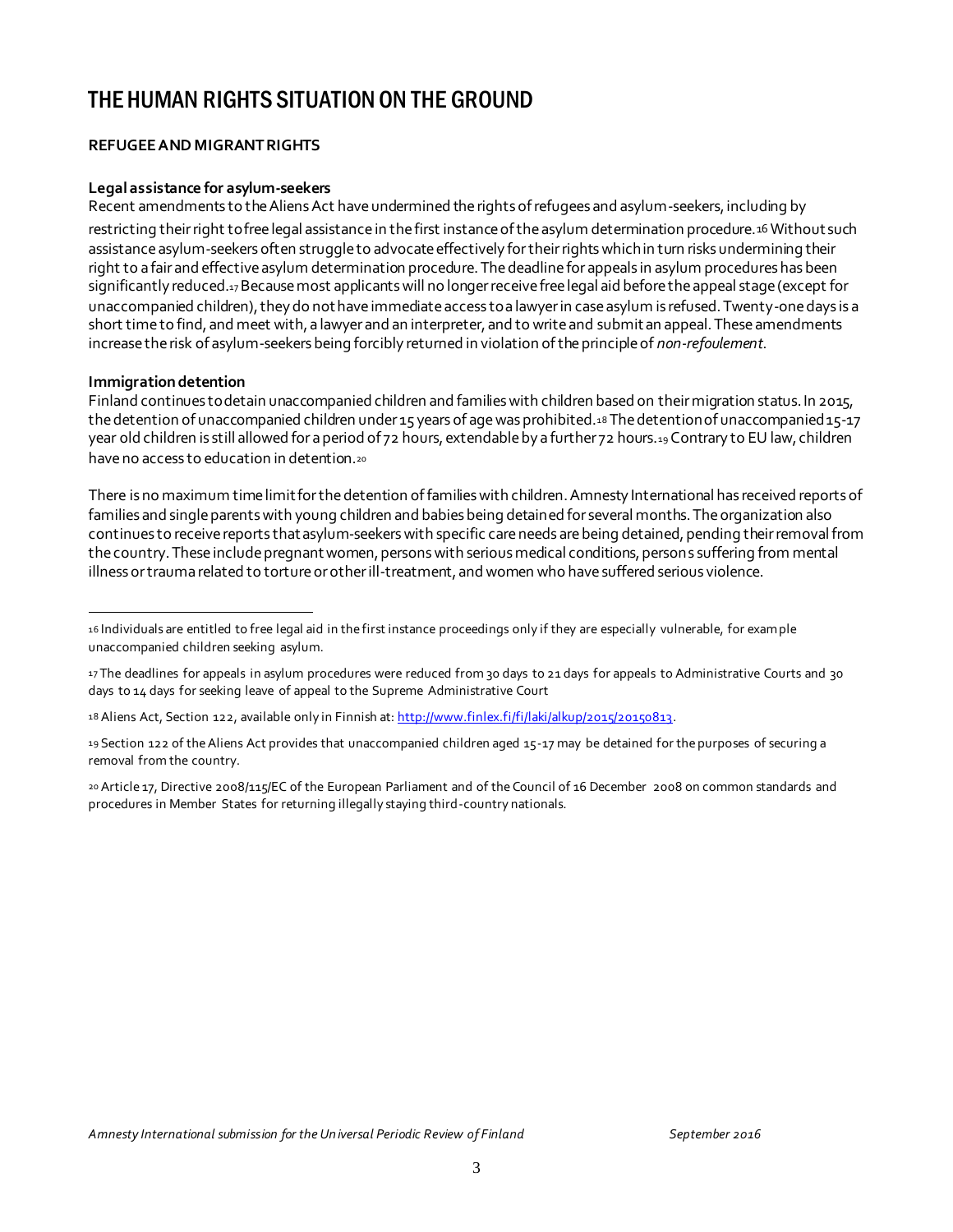# THE HUMAN RIGHTS SITUATION ON THE GROUND

## REFUGEE AND MIGRANT RIGHTS

### Legal assistance for asylum-seekers

Recent amendments to the Aliens Act have undermined the rights of refugees and asylum-seekers, including by restricting their right to free legal assistance in the first instance of the asylum determination procedure.[16] Without such assistance asylum-seekers often struggle to advocate effectively for their rights which in turn risks undermining their right to a fair and effective asylum determination procedure. The deadline for appeals in asylum procedures has been significantly reduced.[17] Because most applicants will no longer receive free legal aid before the appeal stage (except for unaccompanied children), they do not have immediate access to a lawyer in case asylum is refused. Twenty-one days is a short time to find, and meet with, a lawyer and an interpreter, and to write and submit an appeal. These amendments increase the risk of asylum-seekers being forcibly returned in violation of the principle of *non-refoulement*.

### Immigration detention

Finland continues to detain unaccompanied children and families with children based on their migration status. In 2015, the detention of unaccompanied children under 15 years of age was prohibited.[18] The detention of unaccompanied 15-17 year old children is still allowed for a period of 72 hours, extendable by a further 72 hours.[19] Contrary to EU law, children have no access to education in detention.[20]

There is no maximum time limit for the detention of families with children. Amnesty International has received reports of families and single parents with young children and babies being detained for several months. The organization also continues to receive reports that asylum-seekers with specific care needs are being detained, pending their removal from the country. These include pregnant women, persons with serious medical conditions, persons suffering from mental illness or trauma related to torture or other ill-treatment, and women who have suffered serious violence.

---

[16] Individuals are entitled to free legal aid in the first instance proceedings only if they are especially vulnerable, for example unaccompanied children seeking asylum.

[17] The deadlines for appeals in asylum procedures were reduced from 30 days to 21 days for appeals to Administrative Courts and 30 days to 14 days for seeking leave of appeal to the Supreme Administrative Court

[18] Aliens Act, Section 122, available only in Finnish at: http://www.finlex.fi/fi/laki/alkup/2015/20150813.

[19] Section 122 of the Aliens Act provides that unaccompanied children aged 15-17 may be detained for the purposes of securing a removal from the country.

[20] Article 17, Directive 2008/115/EC of the European Parliament and of the Council of 16 December 2008 on common standards and procedures in Member States for returning illegally staying third-country nationals.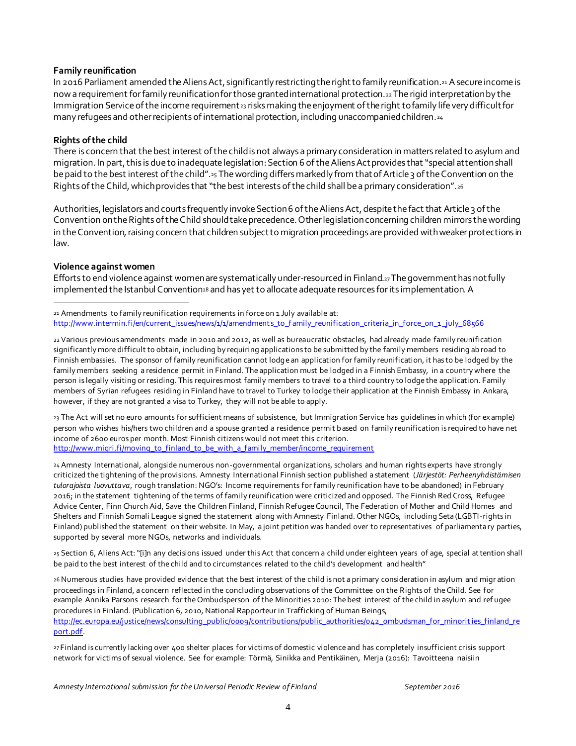**Family reunification**

In 2016 Parliament amended the Aliens Act, significantly restricting the right to family reunification.[21] A secure income is now a requirement for family reunification for those granted international protection.[22] The rigid interpretation by the Immigration Service of the income requirement[23] risks making the enjoyment of the right to family life very difficult for many refugees and other recipients of international protection, including unaccompanied children.[24]

**Rights of the child**

There is concern that the best interest of the child is not always a primary consideration in matters related to asylum and migration. In part, this is due to inadequate legislation: Section 6 of the Aliens Act provides that "special attention shall be paid to the best interest of the child".[25] The wording differs markedly from that of Article 3 of the Convention on the Rights of the Child, which provides that "the best interests of the child shall be a primary consideration".[26]

Authorities, legislators and courts frequently invoke Section 6 of the Aliens Act, despite the fact that Article 3 of the Convention on the Rights of the Child should take precedence. Other legislation concerning children mirrors the wording in the Convention, raising concern that children subject to migration proceedings are provided with weaker protections in law.

**Violence against women**

Efforts to end violence against women are systematically under-resourced in Finland.[27] The government has not fully implemented the Istanbul Convention[28] and has yet to allocate adequate resources for its implementation. A

---

[21] Amendments to family reunification requirements in force on 1 July available at: http://www.intermin.fi/en/current_issues/news/1/1/amendments_to_family_reunification_criteria_in_force_on_1_july_68566

[22] Various previous amendments made in 2010 and 2012, as well as bureaucratic obstacles, had already made family reunification significantly more difficult to obtain, including by requiring applications to be submitted by the family members residing abroad to Finnish embassies. The sponsor of family reunification cannot lodge an application for family reunification, it has to be lodged by the family members seeking a residence permit in Finland. The application must be lodged in a Finnish Embassy, in a country where the person is legally visiting or residing. This requires most family members to travel to a third country to lodge the application. Family members of Syrian refugees residing in Finland have to travel to Turkey to lodge their application at the Finnish Embassy in Ankara, however, if they are not granted a visa to Turkey, they will not be able to apply.

[23] The Act will set no euro amounts for sufficient means of subsistence, but Immigration Service has guidelines in which (for example) person who wishes his/hers two children and a spouse granted a residence permit based on family reunification is required to have net income of 2600 euros per month. Most Finnish citizens would not meet this criterion. http://www.migri.fi/moving_to_finland_to_be_with_a_family_member/income_requirement

[24] Amnesty International, alongside numerous non-governmental organizations, scholars and human rights experts have strongly criticized the tightening of the provisions. Amnesty International Finnish section published a statement (*Järjestöt: Perheenyhdistämisen tulorajoista luovuttava*, rough translation: NGO's: Income requirements for family reunification have to be abandoned) in February 2016; in the statement tightening of the terms of family reunification were criticized and opposed. The Finnish Red Cross, Refugee Advice Center, Finn Church Aid, Save the Children Finland, Finnish Refugee Council, The Federation of Mother and Child Homes and Shelters and Finnish Somali League signed the statement along with Amnesty Finland. Other NGOs, including Seta (LGBTI-rights in Finland) published the statement on their website. In May, a joint petition was handed over to representatives of parliamentary parties, supported by several more NGOs, networks and individuals.

[25] Section 6, Aliens Act: "[i]n any decisions issued under this Act that concern a child under eighteen years of age, special attention shall be paid to the best interest of the child and to circumstances related to the child's development and health"

[26] Numerous studies have provided evidence that the best interest of the child is not a primary consideration in asylum and migration proceedings in Finland, a concern reflected in the concluding observations of the Committee on the Rights of the Child. See for example Annika Parsons research for the Ombudsperson of the Minorities 2010: The best interest of the child in asylum and refugee procedures in Finland. (Publication 6, 2010, National Rapporteur in Trafficking of Human Beings, http://ec.europa.eu/justice/news/consulting_public/0009/contributions/public_authorities/042_ombudsman_for_minorities_finland_report.pdf.

[27] Finland is currently lacking over 400 shelter places for victims of domestic violence and has completely insufficient crisis support network for victims of sexual violence. See for example: Törmä, Sinikka and Pentikäinen, Merja (2016): Tavoitteena naisiin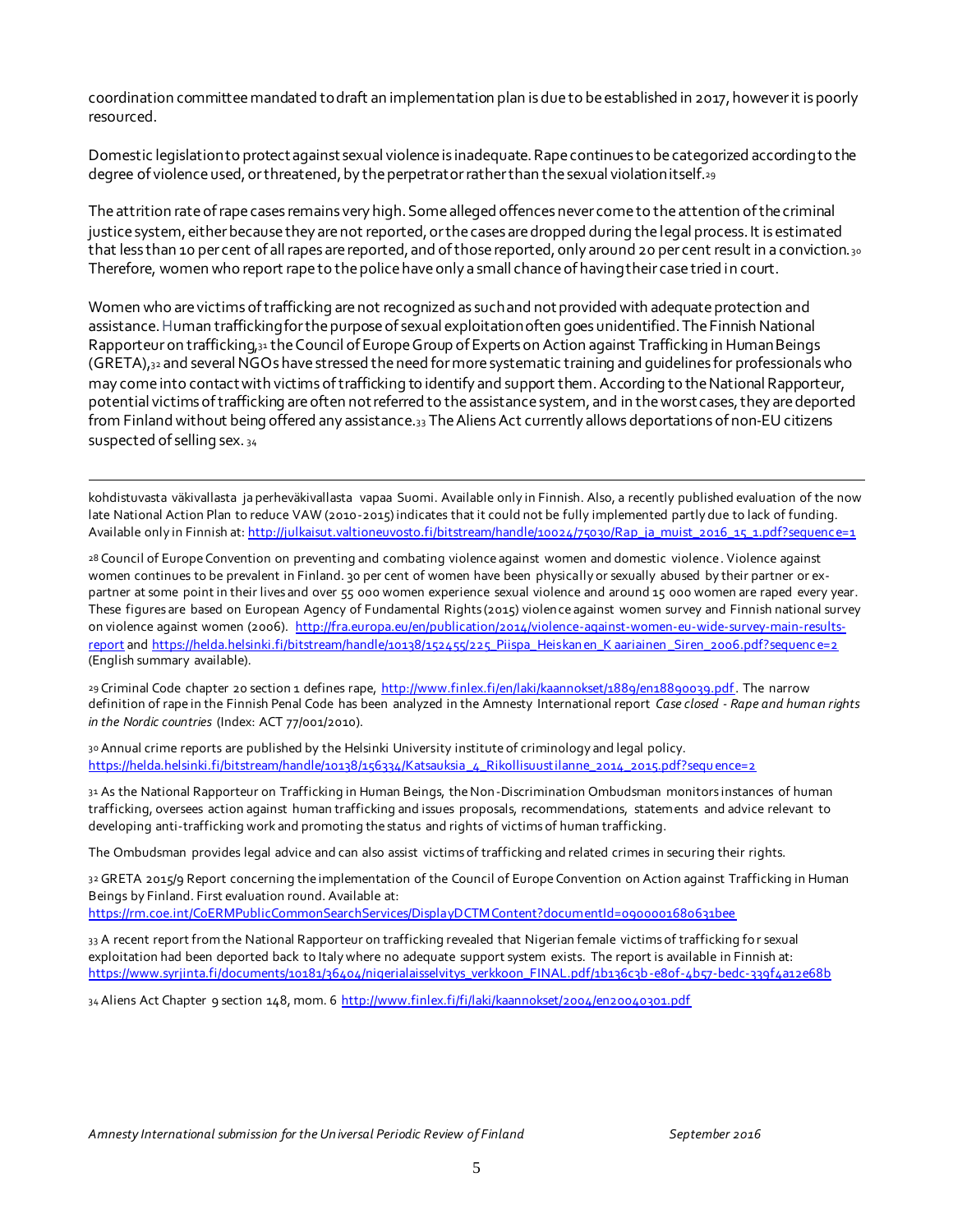coordination committee mandated to draft an implementation plan is due to be established in 2017, however it is poorly resourced.

Domestic legislation to protect against sexual violence is inadequate. Rape continues to be categorized according to the degree of violence used, or threatened, by the perpetrator rather than the sexual violation itself.[29]

The attrition rate of rape cases remains very high. Some alleged offences never come to the attention of the criminal justice system, either because they are not reported, or the cases are dropped during the legal process. It is estimated that less than 10 per cent of all rapes are reported, and of those reported, only around 20 per cent result in a conviction.[30] Therefore, women who report rape to the police have only a small chance of having their case tried in court.

Women who are victims of trafficking are not recognized as such and not provided with adequate protection and assistance. Human trafficking for the purpose of sexual exploitation often goes unidentified. The Finnish National Rapporteur on trafficking,[31] the Council of Europe Group of Experts on Action against Trafficking in Human Beings (GRETA),[32] and several NGOs have stressed the need for more systematic training and guidelines for professionals who may come into contact with victims of trafficking to identify and support them. According to the National Rapporteur, potential victims of trafficking are often not referred to the assistance system, and in the worst cases, they are deported from Finland without being offered any assistance.[33] The Aliens Act currently allows deportations of non-EU citizens suspected of selling sex.[34]

---

kohdistuvasta väkivallasta ja perheväkivallasta vapaa Suomi. Available only in Finnish. Also, a recently published evaluation of the now late National Action Plan to reduce VAW (2010-2015) indicates that it could not be fully implemented partly due to lack of funding. Available only in Finnish at: http://julkaisut.valtioneuvosto.fi/bitstream/handle/10024/75030/Rap_ja_muist_2016_15_1.pdf?sequence=1

[28] Council of Europe Convention on preventing and combating violence against women and domestic violence. Violence against women continues to be prevalent in Finland. 30 per cent of women have been physically or sexually abused by their partner or ex-partner at some point in their lives and over 55 000 women experience sexual violence and around 15 000 women are raped every year. These figures are based on European Agency of Fundamental Rights (2015) violence against women survey and Finnish national survey on violence against women (2006). http://fra.europa.eu/en/publication/2014/violence-against-women-eu-wide-survey-main-results-report and https://helda.helsinki.fi/bitstream/handle/10138/152455/225_Piispa_Heiskanen_Kaariainen_Siren_2006.pdf?sequence=2 (English summary available).

[29] Criminal Code chapter 20 section 1 defines rape, http://www.finlex.fi/en/laki/kaannokset/1889/en18890039.pdf. The narrow definition of rape in the Finnish Penal Code has been analyzed in the Amnesty International report *Case closed - Rape and human rights in the Nordic countries* (Index: ACT 77/001/2010).

[30] Annual crime reports are published by the Helsinki University institute of criminology and legal policy. https://helda.helsinki.fi/bitstream/handle/10138/156334/Katsauksia_4_Rikollisuustilanne_2014_2015.pdf?sequence=2

[31] As the National Rapporteur on Trafficking in Human Beings, the Non-Discrimination Ombudsman monitors instances of human trafficking, oversees action against human trafficking and issues proposals, recommendations, statements and advice relevant to developing anti-trafficking work and promoting the status and rights of victims of human trafficking.

The Ombudsman provides legal advice and can also assist victims of trafficking and related crimes in securing their rights.

[32] GRETA 2015/9 Report concerning the implementation of the Council of Europe Convention on Action against Trafficking in Human Beings by Finland. First evaluation round. Available at: https://rm.coe.int/CoERMPublicCommonSearchServices/DisplayDCTMContent?documentId=090000168063bee

[33] A recent report from the National Rapporteur on trafficking revealed that Nigerian female victims of trafficking for sexual exploitation had been deported back to Italy where no adequate support system exists. The report is available in Finnish at: https://www.syrjinta.fi/documents/10181/36404/nigerialaisselvitys_verkkoon_FINAL.pdf/1b136c3b-e80f-4b57-bedc-339f4a12e68b

[34] Aliens Act Chapter 9 section 148, mom. 6 http://www.finlex.fi/fi/laki/kaannokset/2004/en20040301.pdf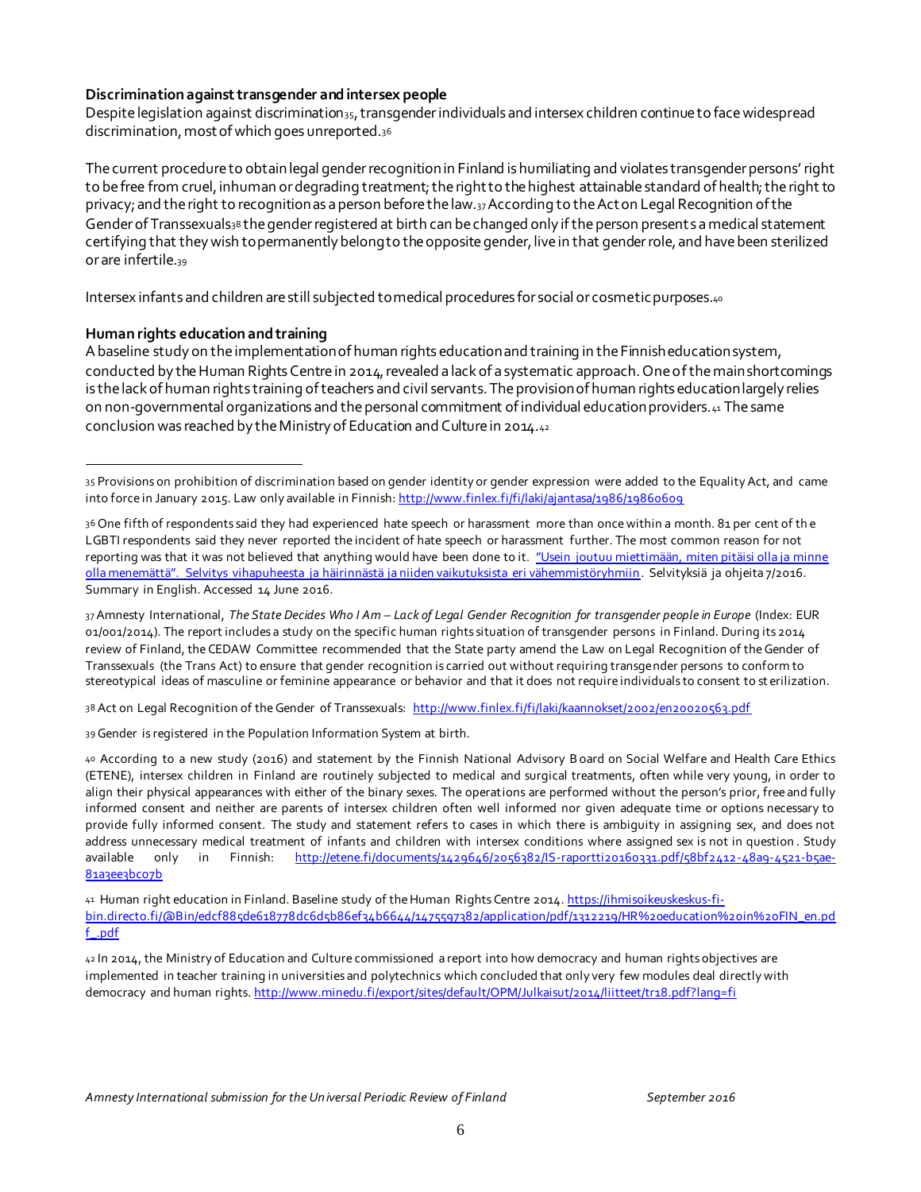**Discrimination against transgender and intersex people**

Despite legislation against discrimination[35], transgender individuals and intersex children continue to face widespread discrimination, most of which goes unreported.[36]

The current procedure to obtain legal gender recognition in Finland is humiliating and violates transgender persons' right to be free from cruel, inhuman or degrading treatment; the right to the highest attainable standard of health; the right to privacy; and the right to recognition as a person before the law.[37] According to the Act on Legal Recognition of the Gender of Transsexuals[38] the gender registered at birth can be changed only if the person presents a medical statement certifying that they wish to permanently belong to the opposite gender, live in that gender role, and have been sterilized or are infertile.[39]

Intersex infants and children are still subjected to medical procedures for social or cosmetic purposes.[40]

**Human rights education and training**

A baseline study on the implementation of human rights education and training in the Finnish education system, conducted by the Human Rights Centre in 2014, revealed a lack of a systematic approach. One of the main shortcomings is the lack of human rights training of teachers and civil servants. The provision of human rights education largely relies on non-governmental organizations and the personal commitment of individual education providers.[41] The same conclusion was reached by the Ministry of Education and Culture in 2014.[42]

---

[35] Provisions on prohibition of discrimination based on gender identity or gender expression were added to the Equality Act, and came into force in January 2015. Law only available in Finnish: http://www.finlex.fi/fi/laki/ajantasa/1986/19860609

[36] One fifth of respondents said they had experienced hate speech or harassment more than once within a month. 81 per cent of the LGBTI respondents said they never reported the incident of hate speech or harassment further. The most common reason for not reporting was that it was not believed that anything would have been done to it. "Usein joutuu miettimään, miten pitäisi olla ja minne olla menemättä". Selvitys vihapuheesta ja häirinnästä ja niiden vaikutuksista eri vähemmistöryhmiin. Selvityksiä ja ohjeita 7/2016. Summary in English. Accessed 14 June 2016.

[37] Amnesty International, *The State Decides Who I Am – Lack of Legal Gender Recognition for transgender people in Europe* (Index: EUR 01/001/2014). The report includes a study on the specific human rights situation of transgender persons in Finland. During its 2014 review of Finland, the CEDAW Committee recommended that the State party amend the Law on Legal Recognition of the Gender of Transsexuals (the Trans Act) to ensure that gender recognition is carried out without requiring transgender persons to conform to stereotypical ideas of masculine or feminine appearance or behavior and that it does not require individuals to consent to sterilization.

[38] Act on Legal Recognition of the Gender of Transsexuals: http://www.finlex.fi/fi/laki/kaannokset/2002/en20020563.pdf

[39] Gender is registered in the Population Information System at birth.

[40] According to a new study (2016) and statement by the Finnish National Advisory Board on Social Welfare and Health Care Ethics (ETENE), intersex children in Finland are routinely subjected to medical and surgical treatments, often while very young, in order to align their physical appearances with either of the binary sexes. The operations are performed without the person's prior, free and fully informed consent and neither are parents of intersex children often well informed nor given adequate time or options necessary to provide fully informed consent. The study and statement refers to cases in which there is ambiguity in assigning sex, and does not address unnecessary medical treatment of infants and children with intersex conditions where assigned sex is not in question. Study available only in Finnish: http://etene.fi/documents/1429646/2056382/IS-raportti20160331.pdf/58bf2412-48a9-4521-b5ae-81a3ee3bc07b

[41] Human right education in Finland. Baseline study of the Human Rights Centre 2014. https://ihmisoikeuskeskus-fi-bin.directo.fi/@Bin/edcf885de618778dc6d5b86ef34b6644/1475597382/application/pdf/1312219/HR%20education%20in%20FIN_en.pdf_.pdf

[42] In 2014, the Ministry of Education and Culture commissioned a report into how democracy and human rights objectives are implemented in teacher training in universities and polytechnics which concluded that only very few modules deal directly with democracy and human rights. http://www.minedu.fi/export/sites/default/OPM/Julkaisut/2014/liitteet/tr18.pdf?lang=fi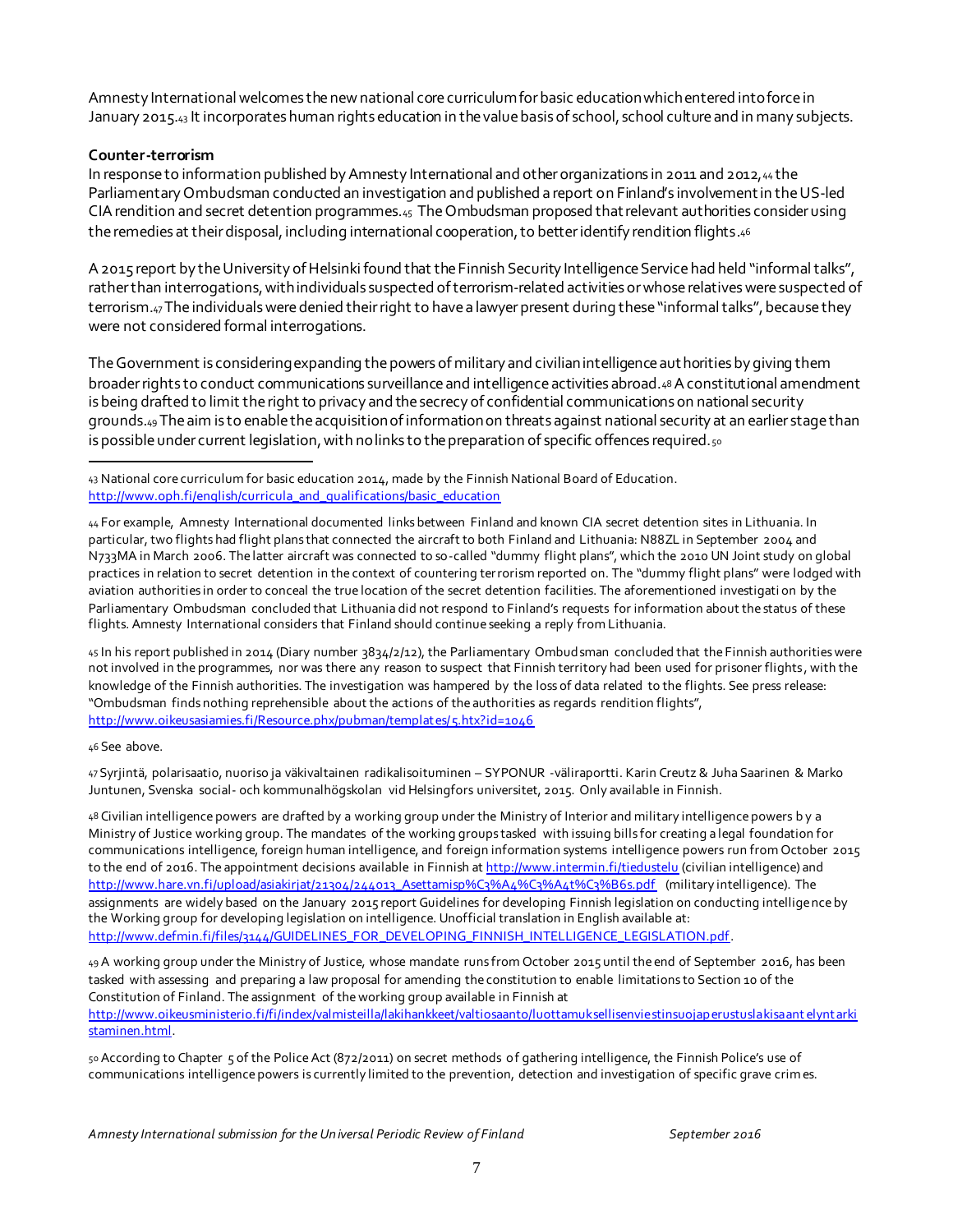Amnesty International welcomes the new national core curriculum for basic education which entered into force in January 2015.[43] It incorporates human rights education in the value basis of school, school culture and in many subjects.

**Counter-terrorism**

In response to information published by Amnesty International and other organizations in 2011 and 2012,[44] the Parliamentary Ombudsman conducted an investigation and published a report on Finland's involvement in the US-led CIA rendition and secret detention programmes.[45] The Ombudsman proposed that relevant authorities consider using the remedies at their disposal, including international cooperation, to better identify rendition flights.[46]

A 2015 report by the University of Helsinki found that the Finnish Security Intelligence Service had held "informal talks", rather than interrogations, with individuals suspected of terrorism-related activities or whose relatives were suspected of terrorism.[47] The individuals were denied their right to have a lawyer present during these "informal talks", because they were not considered formal interrogations.

The Government is considering expanding the powers of military and civilian intelligence authorities by giving them broader rights to conduct communications surveillance and intelligence activities abroad.[48] A constitutional amendment is being drafted to limit the right to privacy and the secrecy of confidential communications on national security grounds.[49] The aim is to enable the acquisition of information on threats against national security at an earlier stage than is possible under current legislation, with no links to the preparation of specific offences required.[50]

---

[43] National core curriculum for basic education 2014, made by the Finnish National Board of Education. http://www.oph.fi/english/curricula_and_qualifications/basic_education

[44] For example, Amnesty International documented links between Finland and known CIA secret detention sites in Lithuania. In particular, two flights had flight plans that connected the aircraft to both Finland and Lithuania: N88ZL in September 2004 and N733MA in March 2006. The latter aircraft was connected to so-called "dummy flight plans", which the 2010 UN Joint study on global practices in relation to secret detention in the context of countering terrorism reported on. The "dummy flight plans" were lodged with aviation authorities in order to conceal the true location of the secret detention facilities. The aforementioned investigation by the Parliamentary Ombudsman concluded that Lithuania did not respond to Finland's requests for information about the status of these flights. Amnesty International considers that Finland should continue seeking a reply from Lithuania.

[45] In his report published in 2014 (Diary number 3834/2/12), the Parliamentary Ombudsman concluded that the Finnish authorities were not involved in the programmes, nor was there any reason to suspect that Finnish territory had been used for prisoner flights, with the knowledge of the Finnish authorities. The investigation was hampered by the loss of data related to the flights. See press release: "Ombudsman finds nothing reprehensible about the actions of the authorities as regards rendition flights", http://www.oikeusasiamies.fi/Resource.phx/pubman/templates/5.htx?id=1046

[46] See above.

[47] Syrjintä, polarisaatio, nuoriso ja väkivaltainen radikalisoituminen – SYPONUR -väliraportti. Karin Creutz & Juha Saarinen & Marko Juntunen, Svenska social- och kommunalhögskolan vid Helsingfors universitet, 2015. Only available in Finnish.

[48] Civilian intelligence powers are drafted by a working group under the Ministry of Interior and military intelligence powers by a Ministry of Justice working group. The mandates of the working groups tasked with issuing bills for creating a legal foundation for communications intelligence, foreign human intelligence, and foreign information systems intelligence powers run from October 2015 to the end of 2016. The appointment decisions available in Finnish at http://www.intermin.fi/tiedustelu (civilian intelligence) and http://www.hare.vn.fi/upload/asiakirjat/21304/244013_Asettamisp%C3%A4%C3%A4t%C3%B6s.pdf (military intelligence). The assignments are widely based on the January 2015 report Guidelines for developing Finnish legislation on conducting intelligence by the Working group for developing legislation on intelligence. Unofficial translation in English available at: http://www.defmin.fi/files/3144/GUIDELINES_FOR_DEVELOPING_FINNISH_INTELLIGENCE_LEGISLATION.pdf.

[49] A working group under the Ministry of Justice, whose mandate runs from October 2015 until the end of September 2016, has been tasked with assessing and preparing a law proposal for amending the constitution to enable limitations to Section 10 of the Constitution of Finland. The assignment of the working group available in Finnish at http://www.oikeusministerio.fi/fi/index/valmisteilla/lakihankkeet/valtiosaanto/luottamuksellisenviestinsuojaperustuslakisaantelyntarkistaminen.html.

[50] According to Chapter 5 of the Police Act (872/2011) on secret methods of gathering intelligence, the Finnish Police's use of communications intelligence powers is currently limited to the prevention, detection and investigation of specific grave crimes.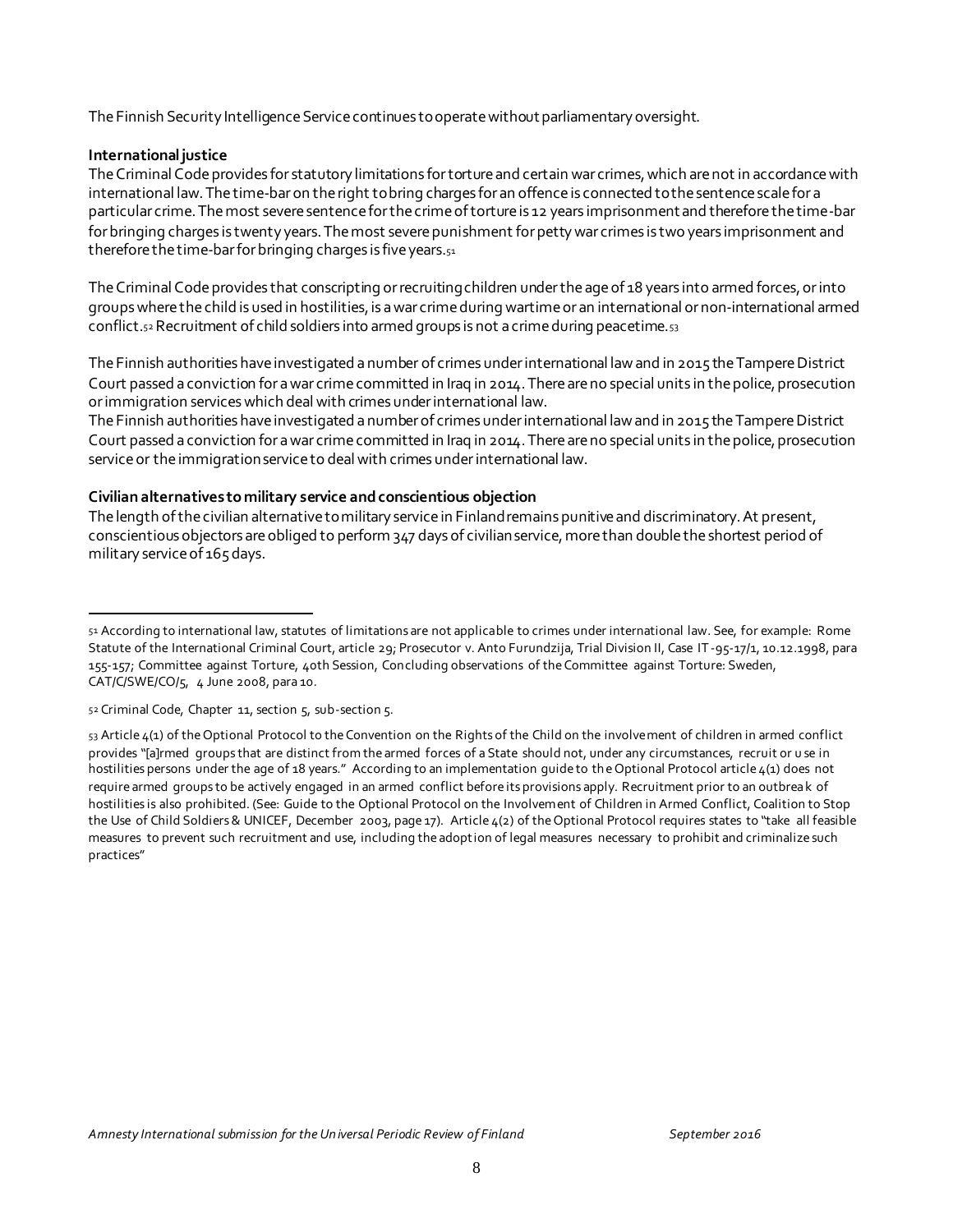The Finnish Security Intelligence Service continues to operate without parliamentary oversight.

**International justice**

The Criminal Code provides for statutory limitations for torture and certain war crimes, which are not in accordance with international law. The time-bar on the right to bring charges for an offence is connected to the sentence scale for a particular crime. The most severe sentence for the crime of torture is 12 years imprisonment and therefore the time-bar for bringing charges is twenty years. The most severe punishment for petty war crimes is two years imprisonment and therefore the time-bar for bringing charges is five years.[51]

The Criminal Code provides that conscripting or recruiting children under the age of 18 years into armed forces, or into groups where the child is used in hostilities, is a war crime during wartime or an international or non-international armed conflict.[52] Recruitment of child soldiers into armed groups is not a crime during peacetime.[53]

The Finnish authorities have investigated a number of crimes under international law and in 2015 the Tampere District Court passed a conviction for a war crime committed in Iraq in 2014. There are no special units in the police, prosecution or immigration services which deal with crimes under international law.

The Finnish authorities have investigated a number of crimes under international law and in 2015 the Tampere District Court passed a conviction for a war crime committed in Iraq in 2014. There are no special units in the police, prosecution service or the immigration service to deal with crimes under international law.

**Civilian alternatives to military service and conscientious objection**

The length of the civilian alternative to military service in Finland remains punitive and discriminatory. At present, conscientious objectors are obliged to perform 347 days of civilian service, more than double the shortest period of military service of 165 days.

---

[51] According to international law, statutes of limitations are not applicable to crimes under international law. See, for example: Rome Statute of the International Criminal Court, article 29; Prosecutor v. Anto Furundzija, Trial Division II, Case IT-95-17/1, 10.12.1998, para 155-157; Committee against Torture, 40th Session, Concluding observations of the Committee against Torture: Sweden, CAT/C/SWE/CO/5, 4 June 2008, para 10.

[52] Criminal Code, Chapter 11, section 5, sub-section 5.

[53] Article 4(1) of the Optional Protocol to the Convention on the Rights of the Child on the involvement of children in armed conflict provides "[a]rmed groups that are distinct from the armed forces of a State should not, under any circumstances, recruit or use in hostilities persons under the age of 18 years." According to an implementation guide to the Optional Protocol article 4(1) does not require armed groups to be actively engaged in an armed conflict before its provisions apply. Recruitment prior to an outbreak of hostilities is also prohibited. (See: Guide to the Optional Protocol on the Involvement of Children in Armed Conflict, Coalition to Stop the Use of Child Soldiers & UNICEF, December 2003, page 17). Article 4(2) of the Optional Protocol requires states to "take all feasible measures to prevent such recruitment and use, including the adoption of legal measures necessary to prohibit and criminalize such practices"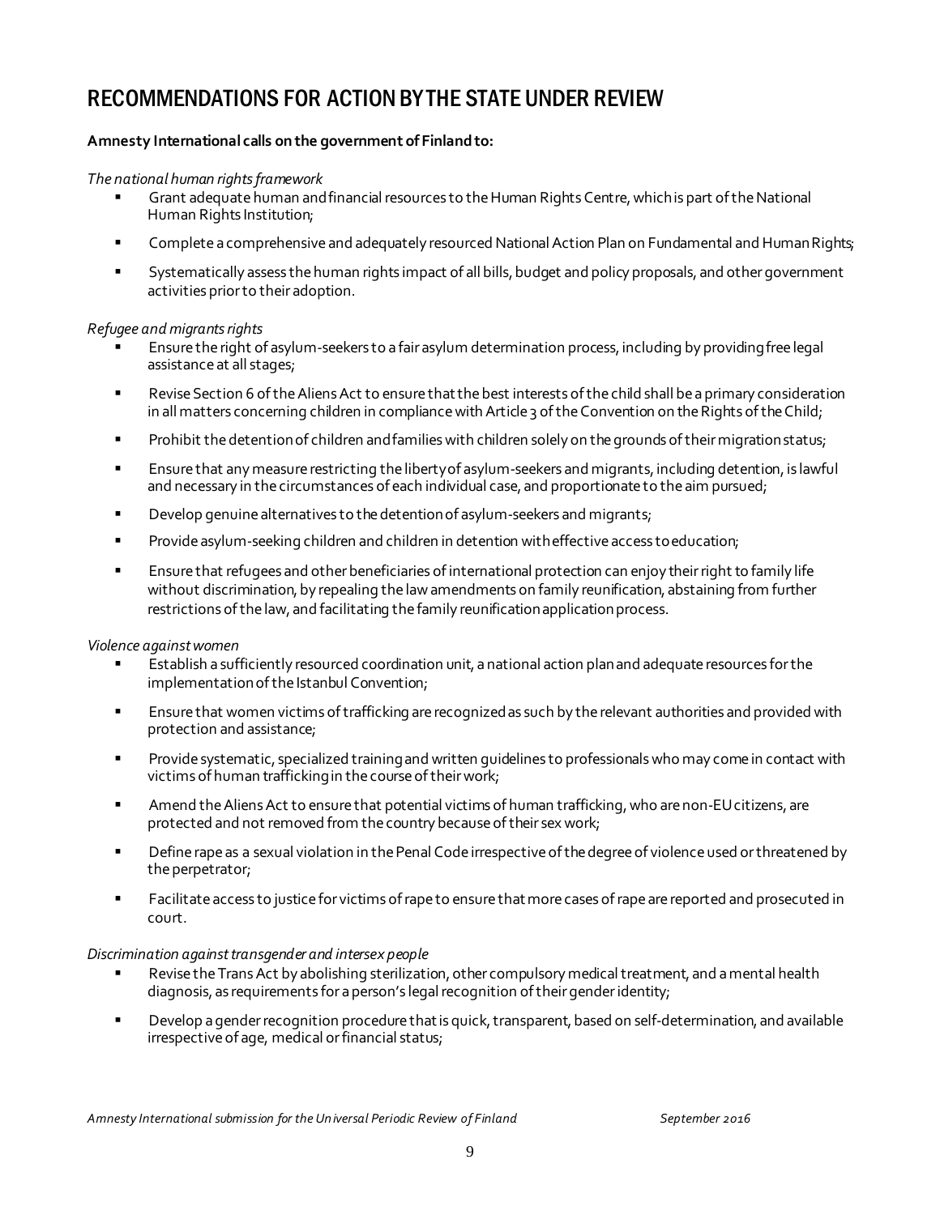## RECOMMENDATIONS FOR ACTION BY THE STATE UNDER REVIEW

**Amnesty International calls on the government of Finland to:**

*The national human rights framework*

- Grant adequate human and financial resources to the Human Rights Centre, which is part of the National Human Rights Institution;
- Complete a comprehensive and adequately resourced National Action Plan on Fundamental and Human Rights;
- Systematically assess the human rights impact of all bills, budget and policy proposals, and other government activities prior to their adoption.

*Refugee and migrants rights*

- Ensure the right of asylum-seekers to a fair asylum determination process, including by providing free legal assistance at all stages;
- Revise Section 6 of the Aliens Act to ensure that the best interests of the child shall be a primary consideration in all matters concerning children in compliance with Article 3 of the Convention on the Rights of the Child;
- Prohibit the detention of children and families with children solely on the grounds of their migration status;
- Ensure that any measure restricting the liberty of asylum-seekers and migrants, including detention, is lawful and necessary in the circumstances of each individual case, and proportionate to the aim pursued;
- Develop genuine alternatives to the detention of asylum-seekers and migrants;
- Provide asylum-seeking children and children in detention with effective access to education;
- Ensure that refugees and other beneficiaries of international protection can enjoy their right to family life without discrimination, by repealing the law amendments on family reunification, abstaining from further restrictions of the law, and facilitating the family reunification application process.

*Violence against women*

- Establish a sufficiently resourced coordination unit, a national action plan and adequate resources for the implementation of the Istanbul Convention;
- Ensure that women victims of trafficking are recognized as such by the relevant authorities and provided with protection and assistance;
- Provide systematic, specialized training and written guidelines to professionals who may come in contact with victims of human trafficking in the course of their work;
- Amend the Aliens Act to ensure that potential victims of human trafficking, who are non-EU citizens, are protected and not removed from the country because of their sex work;
- Define rape as a sexual violation in the Penal Code irrespective of the degree of violence used or threatened by the perpetrator;
- Facilitate access to justice for victims of rape to ensure that more cases of rape are reported and prosecuted in court.

*Discrimination against transgender and intersex people*

- Revise the Trans Act by abolishing sterilization, other compulsory medical treatment, and a mental health diagnosis, as requirements for a person's legal recognition of their gender identity;
- Develop a gender recognition procedure that is quick, transparent, based on self-determination, and available irrespective of age, medical or financial status;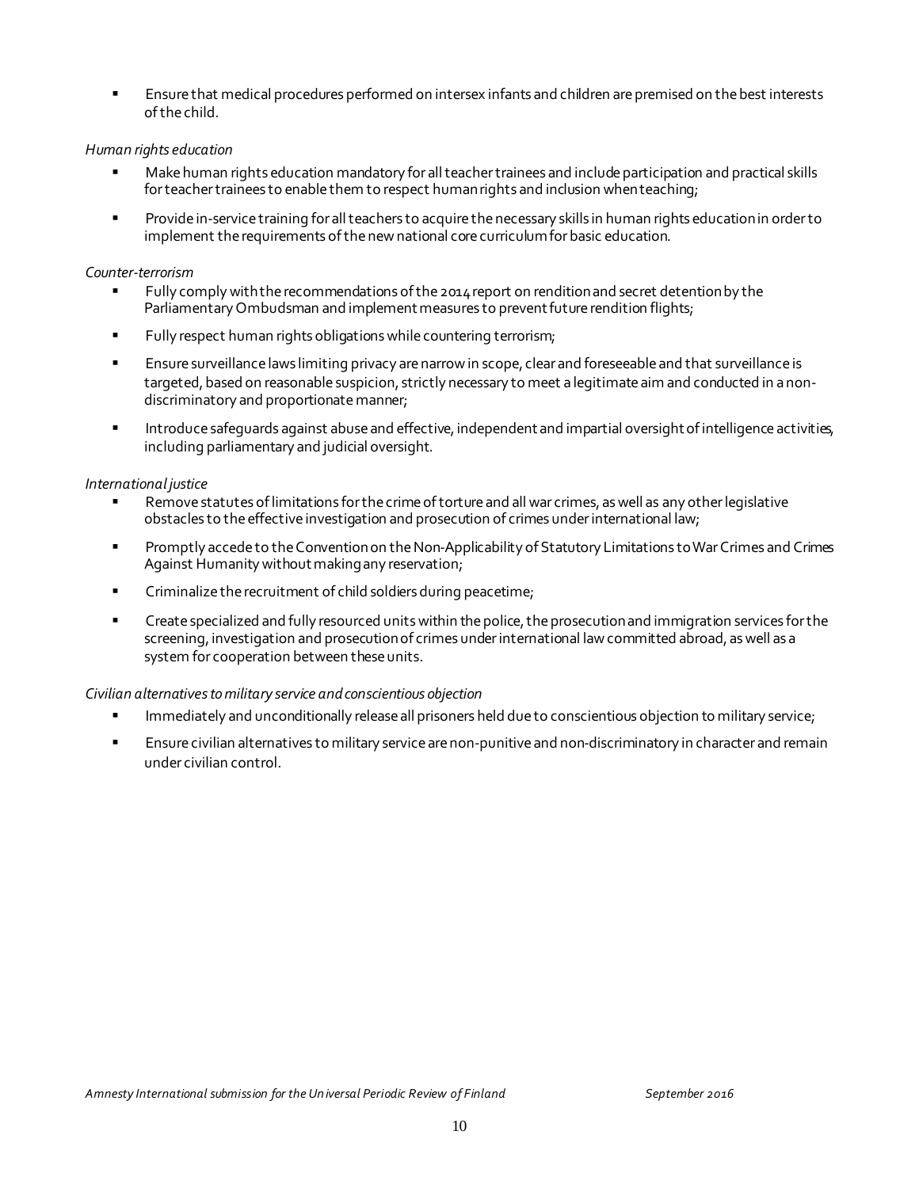- Ensure that medical procedures performed on intersex infants and children are premised on the best interests of the child.

*Human rights education*

- Make human rights education mandatory for all teacher trainees and include participation and practical skills for teacher trainees to enable them to respect human rights and inclusion when teaching;
- Provide in-service training for all teachers to acquire the necessary skills in human rights education in order to implement the requirements of the new national core curriculum for basic education.

*Counter-terrorism*

- Fully comply with the recommendations of the 2014 report on rendition and secret detention by the Parliamentary Ombudsman and implement measures to prevent future rendition flights;
- Fully respect human rights obligations while countering terrorism;
- Ensure surveillance laws limiting privacy are narrow in scope, clear and foreseeable and that surveillance is targeted, based on reasonable suspicion, strictly necessary to meet a legitimate aim and conducted in a non-discriminatory and proportionate manner;
- Introduce safeguards against abuse and effective, independent and impartial oversight of intelligence activities, including parliamentary and judicial oversight.

*International justice*

- Remove statutes of limitations for the crime of torture and all war crimes, as well as any other legislative obstacles to the effective investigation and prosecution of crimes under international law;
- Promptly accede to the Convention on the Non-Applicability of Statutory Limitations to War Crimes and Crimes Against Humanity without making any reservation;
- Criminalize the recruitment of child soldiers during peacetime;
- Create specialized and fully resourced units within the police, the prosecution and immigration services for the screening, investigation and prosecution of crimes under international law committed abroad, as well as a system for cooperation between these units.

*Civilian alternatives to military service and conscientious objection*

- Immediately and unconditionally release all prisoners held due to conscientious objection to military service;
- Ensure civilian alternatives to military service are non-punitive and non-discriminatory in character and remain under civilian control.